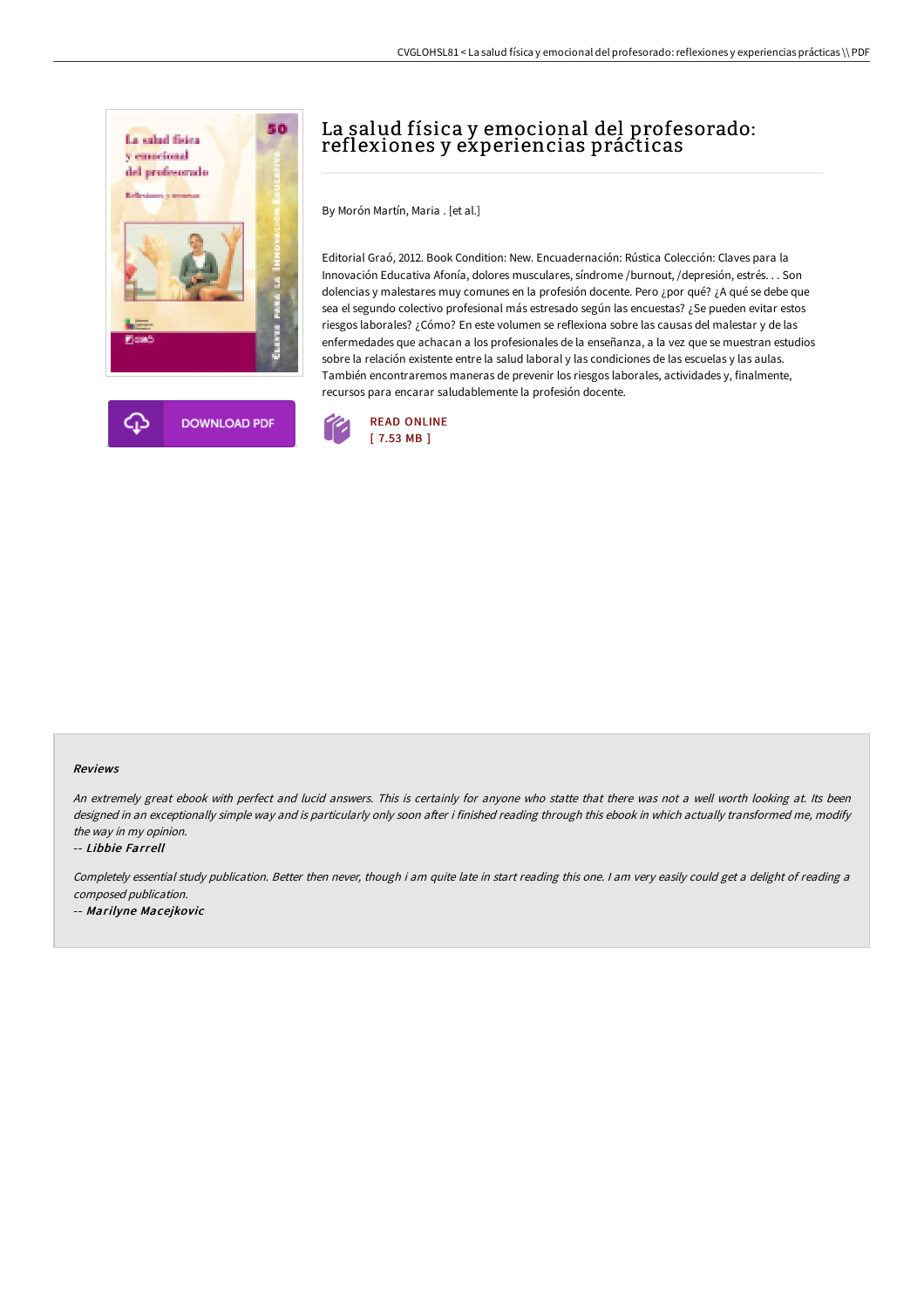# La salud física y emocional del profesorado: reflexiones y experiencias prácticas

By Morón Martín, Maria . [et al.]

Editorial Graó, 2012. Book Condition: New. Encuadernación: Rústica Colección: Claves para la Innovación Educativa Afonía, dolores musculares, síndrome /burnout, /depresión, estrés. . . Son dolencias y malestares muy comunes en la profesión docente. Pero ¿por qué? ¿A qué se debe que sea el segundo colectivo profesional más estresado según las encuestas? ¿Se pueden evitar estos riesgos laborales? ¿Cómo? En este volumen se reflexiona sobre las causas del malestar y de las enfermedades que achacan a los profesionales de la enseñanza, a la vez que se muestran estudios sobre la relación existente entre la salud laboral y las condiciones de las escuelas y las aulas. También encontraremos maneras de prevenir los riesgos laborales, actividades y, finalmente, recursos para encarar saludablemente la profesión docente.

DOWNLOAD PDF

READ ONLINE
[ 7.53 MB ]

#### Reviews

*An extremely great ebook with perfect and lucid answers. This is certainly for anyone who statte that there was not a well worth looking at. Its been designed in an exceptionally simple way and is particularly only soon after i finished reading through this ebook in which actually transformed me, modify the way in my opinion.*

-- ***Libbie Farrell***

*Completely essential study publication. Better then never, though i am quite late in start reading this one. I am very easily could get a delight of reading a composed publication.*

-- ***Marilyne Macejkovic***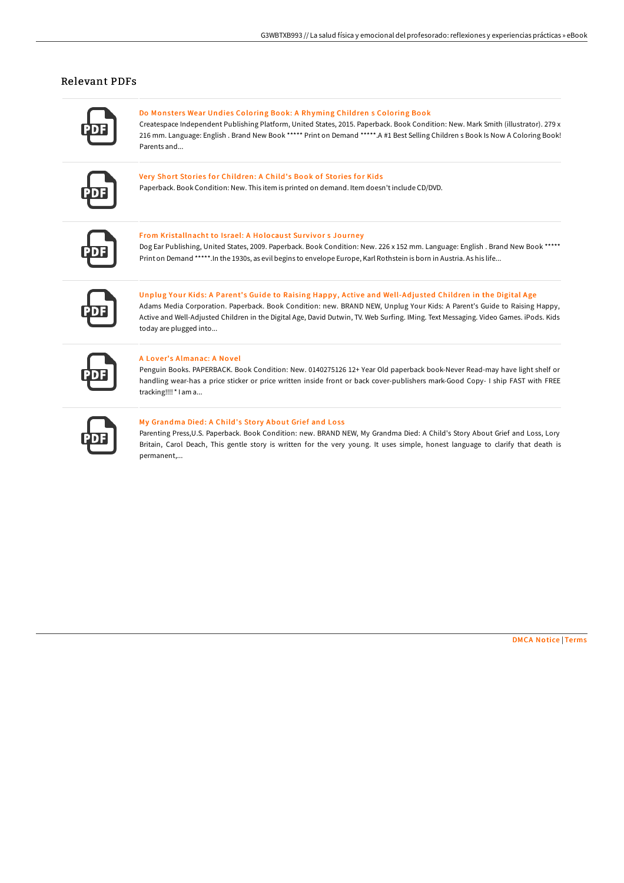## Relevant PDFs

### Do Monsters Wear Undies Coloring Book: A Rhyming Children s Coloring Book

Createspace Independent Publishing Platform, United States, 2015. Paperback. Book Condition: New. Mark Smith (illustrator). 279 x 216 mm. Language: English . Brand New Book ***** Print on Demand *****.A #1 Best Selling Children s Book Is Now A Coloring Book! Parents and...

### Very Short Stories for Children: A Child's Book of Stories for Kids

Paperback. Book Condition: New. This item is printed on demand. Item doesn't include CD/DVD.

### From Kristallnacht to Israel: A Holocaust Survivor s Journey

Dog Ear Publishing, United States, 2009. Paperback. Book Condition: New. 226 x 152 mm. Language: English . Brand New Book ***** Print on Demand *****.In the 1930s, as evil begins to envelope Europe, Karl Rothstein is born in Austria. As his life...

### Unplug Your Kids: A Parent's Guide to Raising Happy, Active and Well-Adjusted Children in the Digital Age

Adams Media Corporation. Paperback. Book Condition: new. BRAND NEW, Unplug Your Kids: A Parent's Guide to Raising Happy, Active and Well-Adjusted Children in the Digital Age, David Dutwin, TV. Web Surfing. IMing. Text Messaging. Video Games. iPods. Kids today are plugged into...

### A Lover's Almanac: A Novel

Penguin Books. PAPERBACK. Book Condition: New. 0140275126 12+ Year Old paperback book-Never Read-may have light shelf or handling wear-has a price sticker or price written inside front or back cover-publishers mark-Good Copy- I ship FAST with FREE tracking!!!! * I am a...

### My Grandma Died: A Child's Story About Grief and Loss

Parenting Press,U.S. Paperback. Book Condition: new. BRAND NEW, My Grandma Died: A Child's Story About Grief and Loss, Lory Britain, Carol Deach, This gentle story is written for the very young. It uses simple, honest language to clarify that death is permanent,...

DMCA Notice | Terms